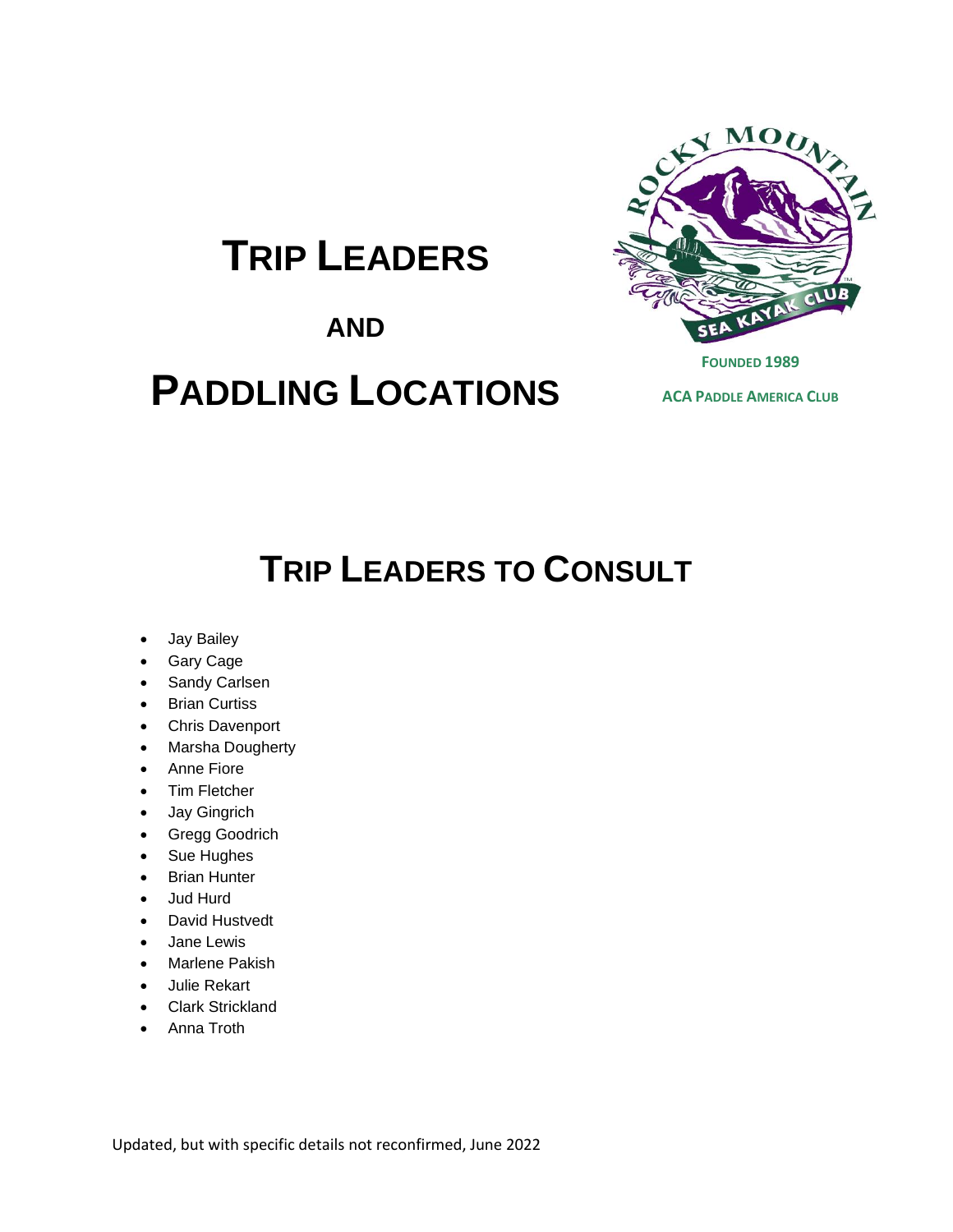# TRIP LEADERS

## AND

# PADDLING LOCATIONS

FOUNDED 1989

ACA PADDLE AMERICA CLUB

## TRIP LEADERS TO CONSULT

- Jay Bailey
- Gary Cage
- Sandy Carlsen
- Brian Curtiss
- Chris Davenport
- Marsha Dougherty
- Anne Fiore
- Tim Fletcher
- Jay Gingrich
- Gregg Goodrich
- Sue Hughes
- Brian Hunter
- Jud Hurd
- David Hustvedt
- Jane Lewis
- Marlene Pakish
- Julie Rekart
- Clark Strickland
- Anna Troth

Updated, but with specific details not reconfirmed, June 2022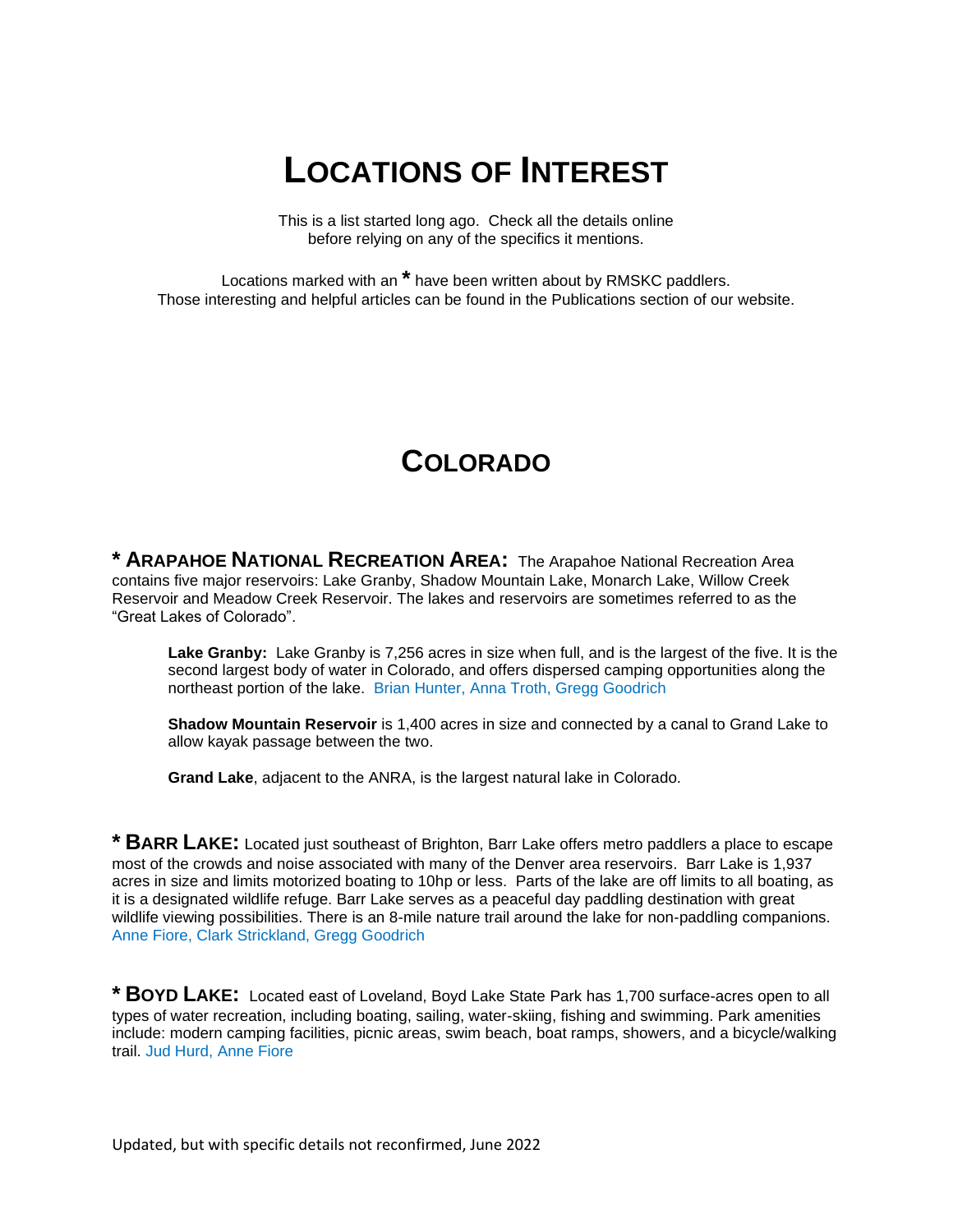# LOCATIONS OF INTEREST

This is a list started long ago. Check all the details online
before relying on any of the specifics it mentions.

Locations marked with an * have been written about by RMSKC paddlers.
Those interesting and helpful articles can be found in the Publications section of our website.

# COLORADO

**\* ARAPAHOE NATIONAL RECREATION AREA:** The Arapahoe National Recreation Area contains five major reservoirs: Lake Granby, Shadow Mountain Lake, Monarch Lake, Willow Creek Reservoir and Meadow Creek Reservoir. The lakes and reservoirs are sometimes referred to as the "Great Lakes of Colorado".

> **Lake Granby:** Lake Granby is 7,256 acres in size when full, and is the largest of the five. It is the second largest body of water in Colorado, and offers dispersed camping opportunities along the northeast portion of the lake. Brian Hunter, Anna Troth, Gregg Goodrich
>
> **Shadow Mountain Reservoir** is 1,400 acres in size and connected by a canal to Grand Lake to allow kayak passage between the two.
>
> **Grand Lake**, adjacent to the ANRA, is the largest natural lake in Colorado.

**\* BARR LAKE:** Located just southeast of Brighton, Barr Lake offers metro paddlers a place to escape most of the crowds and noise associated with many of the Denver area reservoirs. Barr Lake is 1,937 acres in size and limits motorized boating to 10hp or less. Parts of the lake are off limits to all boating, as it is a designated wildlife refuge. Barr Lake serves as a peaceful day paddling destination with great wildlife viewing possibilities. There is an 8-mile nature trail around the lake for non-paddling companions. Anne Fiore, Clark Strickland, Gregg Goodrich

**\* BOYD LAKE:** Located east of Loveland, Boyd Lake State Park has 1,700 surface-acres open to all types of water recreation, including boating, sailing, water-skiing, fishing and swimming. Park amenities include: modern camping facilities, picnic areas, swim beach, boat ramps, showers, and a bicycle/walking trail. Jud Hurd, Anne Fiore

Updated, but with specific details not reconfirmed, June 2022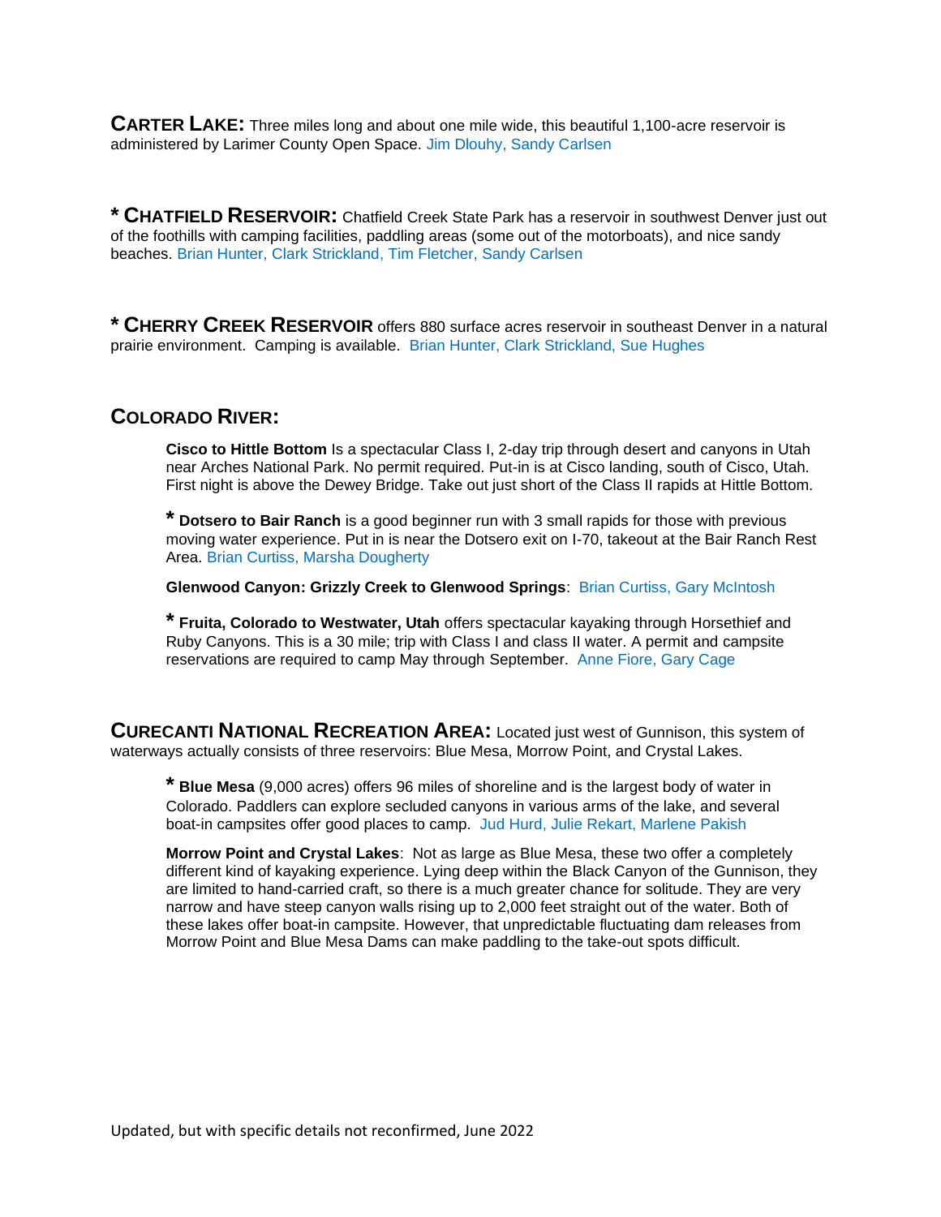**CARTER LAKE:** Three miles long and about one mile wide, this beautiful 1,100-acre reservoir is administered by Larimer County Open Space. Jim Dlouhy, Sandy Carlsen

**\* CHATFIELD RESERVOIR:** Chatfield Creek State Park has a reservoir in southwest Denver just out of the foothills with camping facilities, paddling areas (some out of the motorboats), and nice sandy beaches. Brian Hunter, Clark Strickland, Tim Fletcher, Sandy Carlsen

**\* CHERRY CREEK RESERVOIR** offers 880 surface acres reservoir in southeast Denver in a natural prairie environment. Camping is available. Brian Hunter, Clark Strickland, Sue Hughes

## COLORADO RIVER:

**Cisco to Hittle Bottom** Is a spectacular Class I, 2-day trip through desert and canyons in Utah near Arches National Park. No permit required. Put-in is at Cisco landing, south of Cisco, Utah. First night is above the Dewey Bridge. Take out just short of the Class II rapids at Hittle Bottom.

**\* Dotsero to Bair Ranch** is a good beginner run with 3 small rapids for those with previous moving water experience. Put in is near the Dotsero exit on I-70, takeout at the Bair Ranch Rest Area. Brian Curtiss, Marsha Dougherty

**Glenwood Canyon: Grizzly Creek to Glenwood Springs**: Brian Curtiss, Gary McIntosh

**\* Fruita, Colorado to Westwater, Utah** offers spectacular kayaking through Horsethief and Ruby Canyons. This is a 30 mile; trip with Class I and class II water. A permit and campsite reservations are required to camp May through September. Anne Fiore, Gary Cage

**CURECANTI NATIONAL RECREATION AREA:** Located just west of Gunnison, this system of waterways actually consists of three reservoirs: Blue Mesa, Morrow Point, and Crystal Lakes.

**\* Blue Mesa** (9,000 acres) offers 96 miles of shoreline and is the largest body of water in Colorado. Paddlers can explore secluded canyons in various arms of the lake, and several boat-in campsites offer good places to camp. Jud Hurd, Julie Rekart, Marlene Pakish

**Morrow Point and Crystal Lakes**: Not as large as Blue Mesa, these two offer a completely different kind of kayaking experience. Lying deep within the Black Canyon of the Gunnison, they are limited to hand-carried craft, so there is a much greater chance for solitude. They are very narrow and have steep canyon walls rising up to 2,000 feet straight out of the water. Both of these lakes offer boat-in campsite. However, that unpredictable fluctuating dam releases from Morrow Point and Blue Mesa Dams can make paddling to the take-out spots difficult.

Updated, but with specific details not reconfirmed, June 2022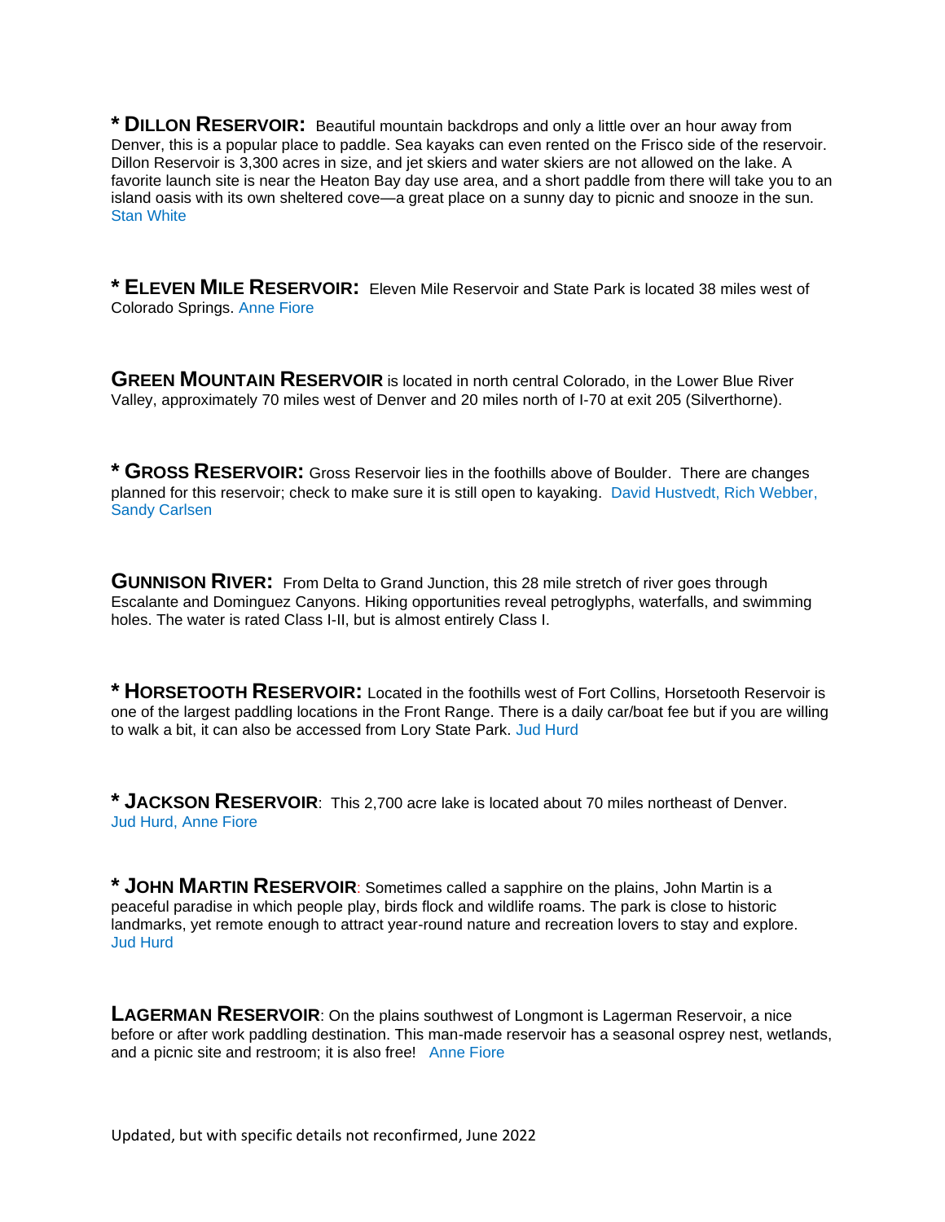**\* DILLON RESERVOIR:** Beautiful mountain backdrops and only a little over an hour away from Denver, this is a popular place to paddle. Sea kayaks can even rented on the Frisco side of the reservoir. Dillon Reservoir is 3,300 acres in size, and jet skiers and water skiers are not allowed on the lake. A favorite launch site is near the Heaton Bay day use area, and a short paddle from there will take you to an island oasis with its own sheltered cove—a great place on a sunny day to picnic and snooze in the sun. Stan White

**\* ELEVEN MILE RESERVOIR:** Eleven Mile Reservoir and State Park is located 38 miles west of Colorado Springs. Anne Fiore

**GREEN MOUNTAIN RESERVOIR** is located in north central Colorado, in the Lower Blue River Valley, approximately 70 miles west of Denver and 20 miles north of I-70 at exit 205 (Silverthorne).

**\* GROSS RESERVOIR:** Gross Reservoir lies in the foothills above of Boulder. There are changes planned for this reservoir; check to make sure it is still open to kayaking. David Hustvedt, Rich Webber, Sandy Carlsen

**GUNNISON RIVER:** From Delta to Grand Junction, this 28 mile stretch of river goes through Escalante and Dominguez Canyons. Hiking opportunities reveal petroglyphs, waterfalls, and swimming holes. The water is rated Class I-II, but is almost entirely Class I.

**\* HORSETOOTH RESERVOIR:** Located in the foothills west of Fort Collins, Horsetooth Reservoir is one of the largest paddling locations in the Front Range. There is a daily car/boat fee but if you are willing to walk a bit, it can also be accessed from Lory State Park. Jud Hurd

**\* JACKSON RESERVOIR**: This 2,700 acre lake is located about 70 miles northeast of Denver. Jud Hurd, Anne Fiore

**\* JOHN MARTIN RESERVOIR**: Sometimes called a sapphire on the plains, John Martin is a peaceful paradise in which people play, birds flock and wildlife roams. The park is close to historic landmarks, yet remote enough to attract year-round nature and recreation lovers to stay and explore. Jud Hurd

**LAGERMAN RESERVOIR**: On the plains southwest of Longmont is Lagerman Reservoir, a nice before or after work paddling destination. This man-made reservoir has a seasonal osprey nest, wetlands, and a picnic site and restroom; it is also free! Anne Fiore

Updated, but with specific details not reconfirmed, June 2022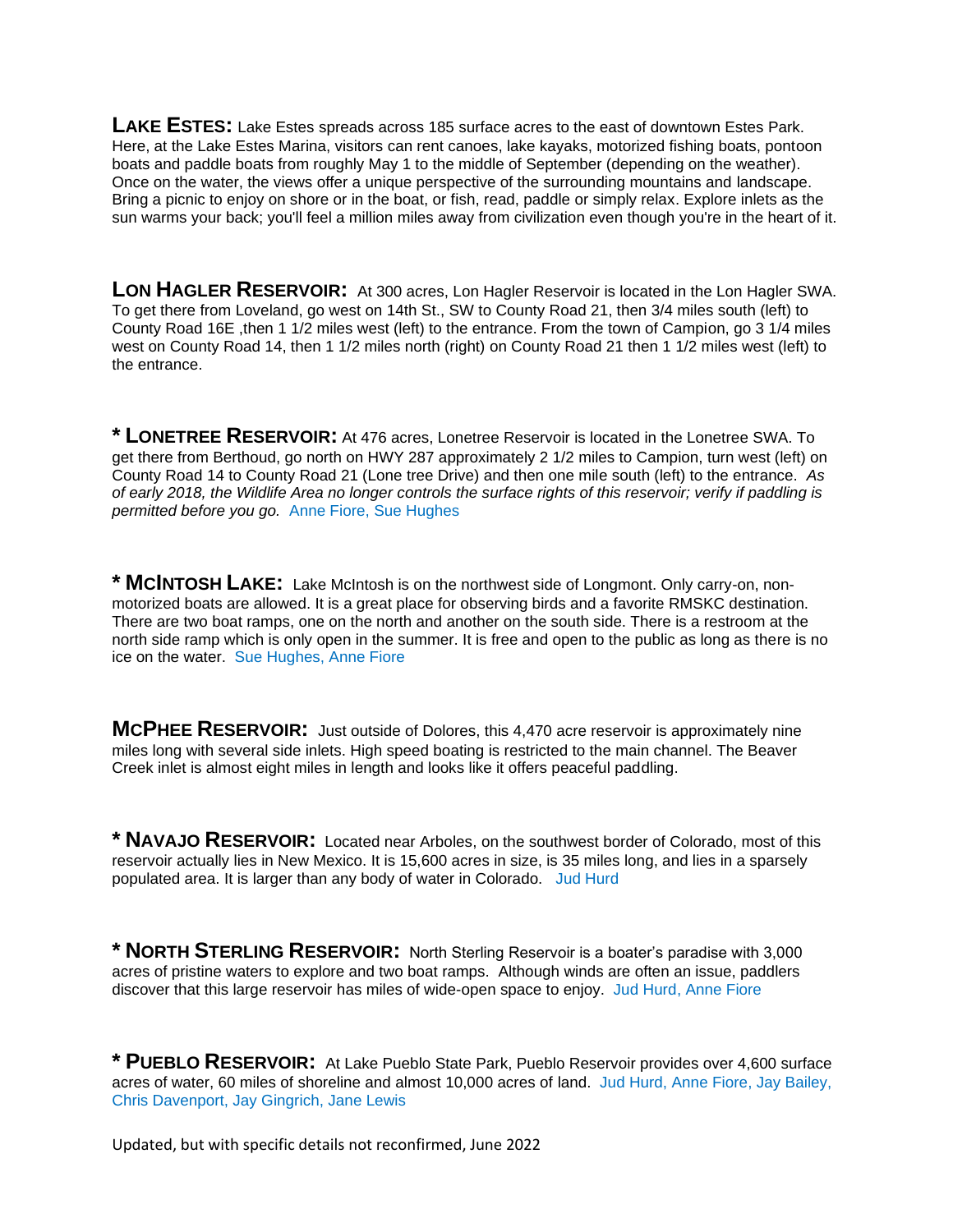**LAKE ESTES:** Lake Estes spreads across 185 surface acres to the east of downtown Estes Park. Here, at the Lake Estes Marina, visitors can rent canoes, lake kayaks, motorized fishing boats, pontoon boats and paddle boats from roughly May 1 to the middle of September (depending on the weather). Once on the water, the views offer a unique perspective of the surrounding mountains and landscape. Bring a picnic to enjoy on shore or in the boat, or fish, read, paddle or simply relax. Explore inlets as the sun warms your back; you'll feel a million miles away from civilization even though you're in the heart of it.

**LON HAGLER RESERVOIR:** At 300 acres, Lon Hagler Reservoir is located in the Lon Hagler SWA. To get there from Loveland, go west on 14th St., SW to County Road 21, then 3/4 miles south (left) to County Road 16E ,then 1 1/2 miles west (left) to the entrance. From the town of Campion, go 3 1/4 miles west on County Road 14, then 1 1/2 miles north (right) on County Road 21 then 1 1/2 miles west (left) to the entrance.

**\* LONETREE RESERVOIR:** At 476 acres, Lonetree Reservoir is located in the Lonetree SWA. To get there from Berthoud, go north on HWY 287 approximately 2 1/2 miles to Campion, turn west (left) on County Road 14 to County Road 21 (Lone tree Drive) and then one mile south (left) to the entrance. *As of early 2018, the Wildlife Area no longer controls the surface rights of this reservoir; verify if paddling is permitted before you go.* Anne Fiore, Sue Hughes

**\* MCINTOSH LAKE:** Lake McIntosh is on the northwest side of Longmont. Only carry-on, non-motorized boats are allowed. It is a great place for observing birds and a favorite RMSKC destination. There are two boat ramps, one on the north and another on the south side. There is a restroom at the north side ramp which is only open in the summer. It is free and open to the public as long as there is no ice on the water. Sue Hughes, Anne Fiore

**MCPHEE RESERVOIR:** Just outside of Dolores, this 4,470 acre reservoir is approximately nine miles long with several side inlets. High speed boating is restricted to the main channel. The Beaver Creek inlet is almost eight miles in length and looks like it offers peaceful paddling.

**\* NAVAJO RESERVOIR:** Located near Arboles, on the southwest border of Colorado, most of this reservoir actually lies in New Mexico. It is 15,600 acres in size, is 35 miles long, and lies in a sparsely populated area. It is larger than any body of water in Colorado. Jud Hurd

**\* NORTH STERLING RESERVOIR:** North Sterling Reservoir is a boater's paradise with 3,000 acres of pristine waters to explore and two boat ramps. Although winds are often an issue, paddlers discover that this large reservoir has miles of wide-open space to enjoy. Jud Hurd, Anne Fiore

**\* PUEBLO RESERVOIR:** At Lake Pueblo State Park, Pueblo Reservoir provides over 4,600 surface acres of water, 60 miles of shoreline and almost 10,000 acres of land. Jud Hurd, Anne Fiore, Jay Bailey, Chris Davenport, Jay Gingrich, Jane Lewis

Updated, but with specific details not reconfirmed, June 2022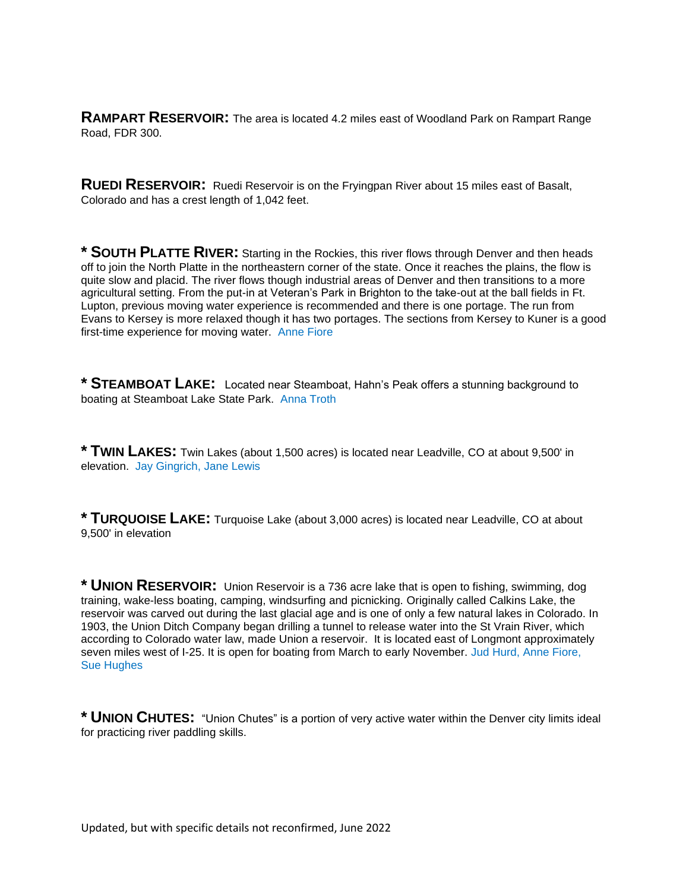**RAMPART RESERVOIR:** The area is located 4.2 miles east of Woodland Park on Rampart Range Road, FDR 300.

**RUEDI RESERVOIR:** Ruedi Reservoir is on the Fryingpan River about 15 miles east of Basalt, Colorado and has a crest length of 1,042 feet.

**\* SOUTH PLATTE RIVER:** Starting in the Rockies, this river flows through Denver and then heads off to join the North Platte in the northeastern corner of the state. Once it reaches the plains, the flow is quite slow and placid. The river flows though industrial areas of Denver and then transitions to a more agricultural setting. From the put-in at Veteran's Park in Brighton to the take-out at the ball fields in Ft. Lupton, previous moving water experience is recommended and there is one portage. The run from Evans to Kersey is more relaxed though it has two portages. The sections from Kersey to Kuner is a good first-time experience for moving water. Anne Fiore

**\* STEAMBOAT LAKE:** Located near Steamboat, Hahn's Peak offers a stunning background to boating at Steamboat Lake State Park. Anna Troth

**\* TWIN LAKES:** Twin Lakes (about 1,500 acres) is located near Leadville, CO at about 9,500' in elevation. Jay Gingrich, Jane Lewis

**\* TURQUOISE LAKE:** Turquoise Lake (about 3,000 acres) is located near Leadville, CO at about 9,500' in elevation

**\* UNION RESERVOIR:** Union Reservoir is a 736 acre lake that is open to fishing, swimming, dog training, wake-less boating, camping, windsurfing and picnicking. Originally called Calkins Lake, the reservoir was carved out during the last glacial age and is one of only a few natural lakes in Colorado. In 1903, the Union Ditch Company began drilling a tunnel to release water into the St Vrain River, which according to Colorado water law, made Union a reservoir. It is located east of Longmont approximately seven miles west of I-25. It is open for boating from March to early November. Jud Hurd, Anne Fiore, Sue Hughes

**\* UNION CHUTES:** "Union Chutes" is a portion of very active water within the Denver city limits ideal for practicing river paddling skills.

Updated, but with specific details not reconfirmed, June 2022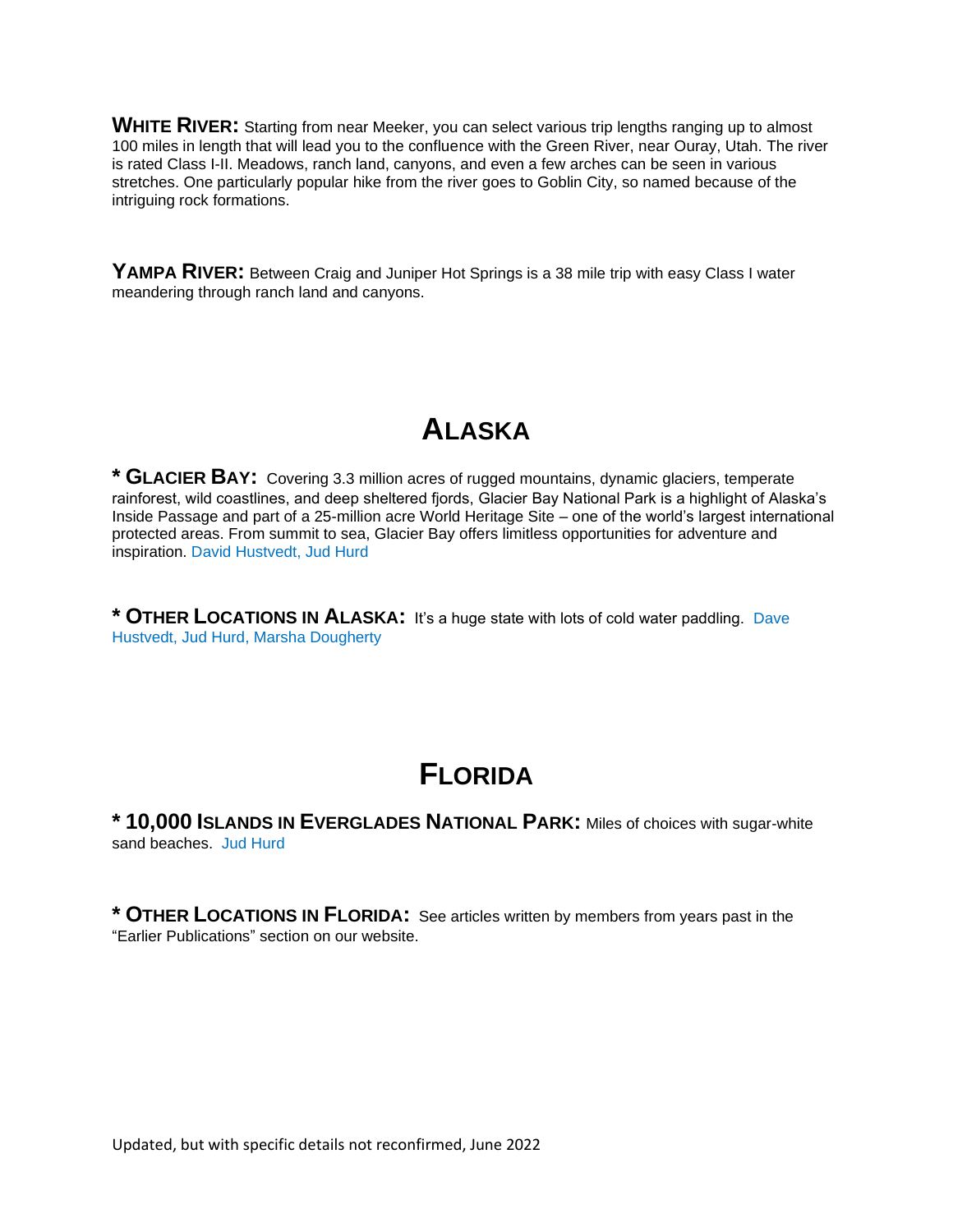**WHITE RIVER:** Starting from near Meeker, you can select various trip lengths ranging up to almost 100 miles in length that will lead you to the confluence with the Green River, near Ouray, Utah. The river is rated Class I-II. Meadows, ranch land, canyons, and even a few arches can be seen in various stretches. One particularly popular hike from the river goes to Goblin City, so named because of the intriguing rock formations.

**YAMPA RIVER:** Between Craig and Juniper Hot Springs is a 38 mile trip with easy Class I water meandering through ranch land and canyons.

# ALASKA

**\* GLACIER BAY:** Covering 3.3 million acres of rugged mountains, dynamic glaciers, temperate rainforest, wild coastlines, and deep sheltered fjords, Glacier Bay National Park is a highlight of Alaska's Inside Passage and part of a 25-million acre World Heritage Site – one of the world's largest international protected areas. From summit to sea, Glacier Bay offers limitless opportunities for adventure and inspiration. David Hustvedt, Jud Hurd

**\* OTHER LOCATIONS IN ALASKA:** It's a huge state with lots of cold water paddling. Dave Hustvedt, Jud Hurd, Marsha Dougherty

# FLORIDA

**\* 10,000 ISLANDS IN EVERGLADES NATIONAL PARK:** Miles of choices with sugar-white sand beaches. Jud Hurd

**\* OTHER LOCATIONS IN FLORIDA:** See articles written by members from years past in the "Earlier Publications" section on our website.

Updated, but with specific details not reconfirmed, June 2022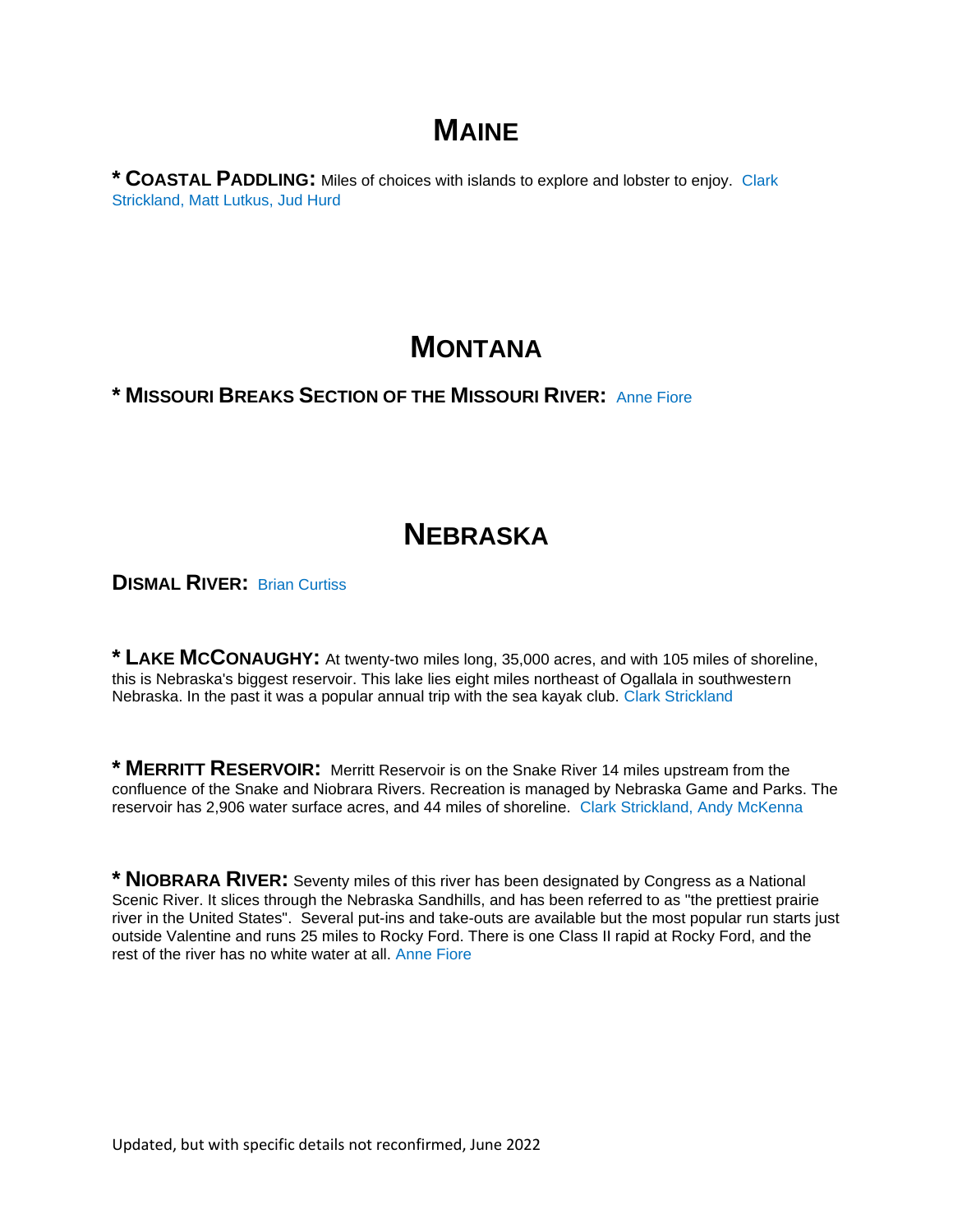# MAINE

**\* COASTAL PADDLING:** Miles of choices with islands to explore and lobster to enjoy. Clark Strickland, Matt Lutkus, Jud Hurd

# MONTANA

**\* MISSOURI BREAKS SECTION OF THE MISSOURI RIVER:** Anne Fiore

# NEBRASKA

**DISMAL RIVER:** Brian Curtiss

**\* LAKE MCCONAUGHY:** At twenty-two miles long, 35,000 acres, and with 105 miles of shoreline, this is Nebraska's biggest reservoir. This lake lies eight miles northeast of Ogallala in southwestern Nebraska. In the past it was a popular annual trip with the sea kayak club. Clark Strickland

**\* MERRITT RESERVOIR:** Merritt Reservoir is on the Snake River 14 miles upstream from the confluence of the Snake and Niobrara Rivers. Recreation is managed by Nebraska Game and Parks. The reservoir has 2,906 water surface acres, and 44 miles of shoreline. Clark Strickland, Andy McKenna

**\* NIOBRARA RIVER:** Seventy miles of this river has been designated by Congress as a National Scenic River. It slices through the Nebraska Sandhills, and has been referred to as "the prettiest prairie river in the United States". Several put-ins and take-outs are available but the most popular run starts just outside Valentine and runs 25 miles to Rocky Ford. There is one Class II rapid at Rocky Ford, and the rest of the river has no white water at all. Anne Fiore

Updated, but with specific details not reconfirmed, June 2022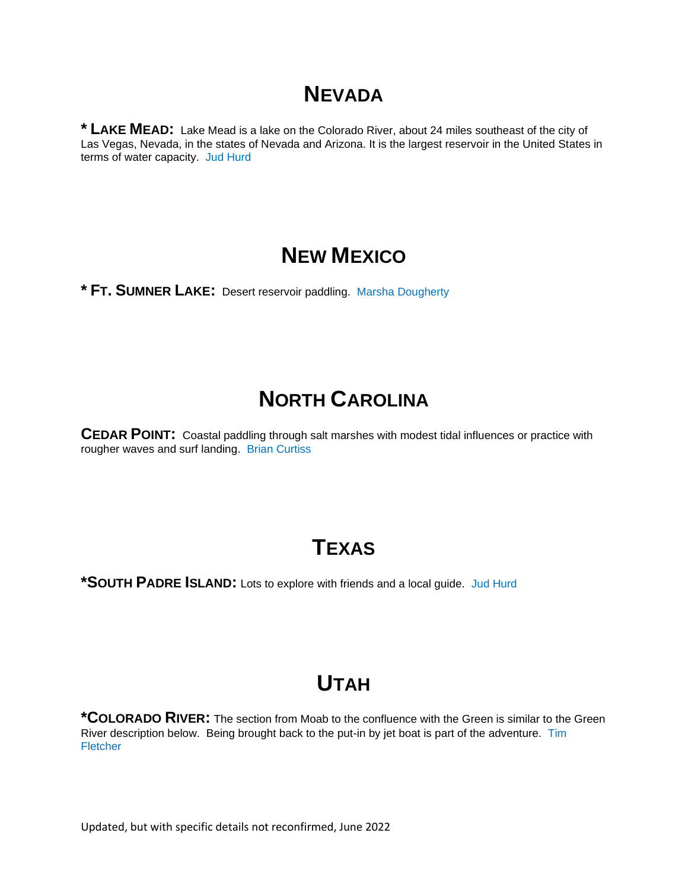# NEVADA

**\* LAKE MEAD:** Lake Mead is a lake on the Colorado River, about 24 miles southeast of the city of Las Vegas, Nevada, in the states of Nevada and Arizona. It is the largest reservoir in the United States in terms of water capacity. Jud Hurd

# NEW MEXICO

**\* FT. SUMNER LAKE:** Desert reservoir paddling. Marsha Dougherty

# NORTH CAROLINA

**CEDAR POINT:** Coastal paddling through salt marshes with modest tidal influences or practice with rougher waves and surf landing. Brian Curtiss

# TEXAS

**\*SOUTH PADRE ISLAND:** Lots to explore with friends and a local guide. Jud Hurd

# UTAH

**\*COLORADO RIVER:** The section from Moab to the confluence with the Green is similar to the Green River description below. Being brought back to the put-in by jet boat is part of the adventure. Tim Fletcher

Updated, but with specific details not reconfirmed, June 2022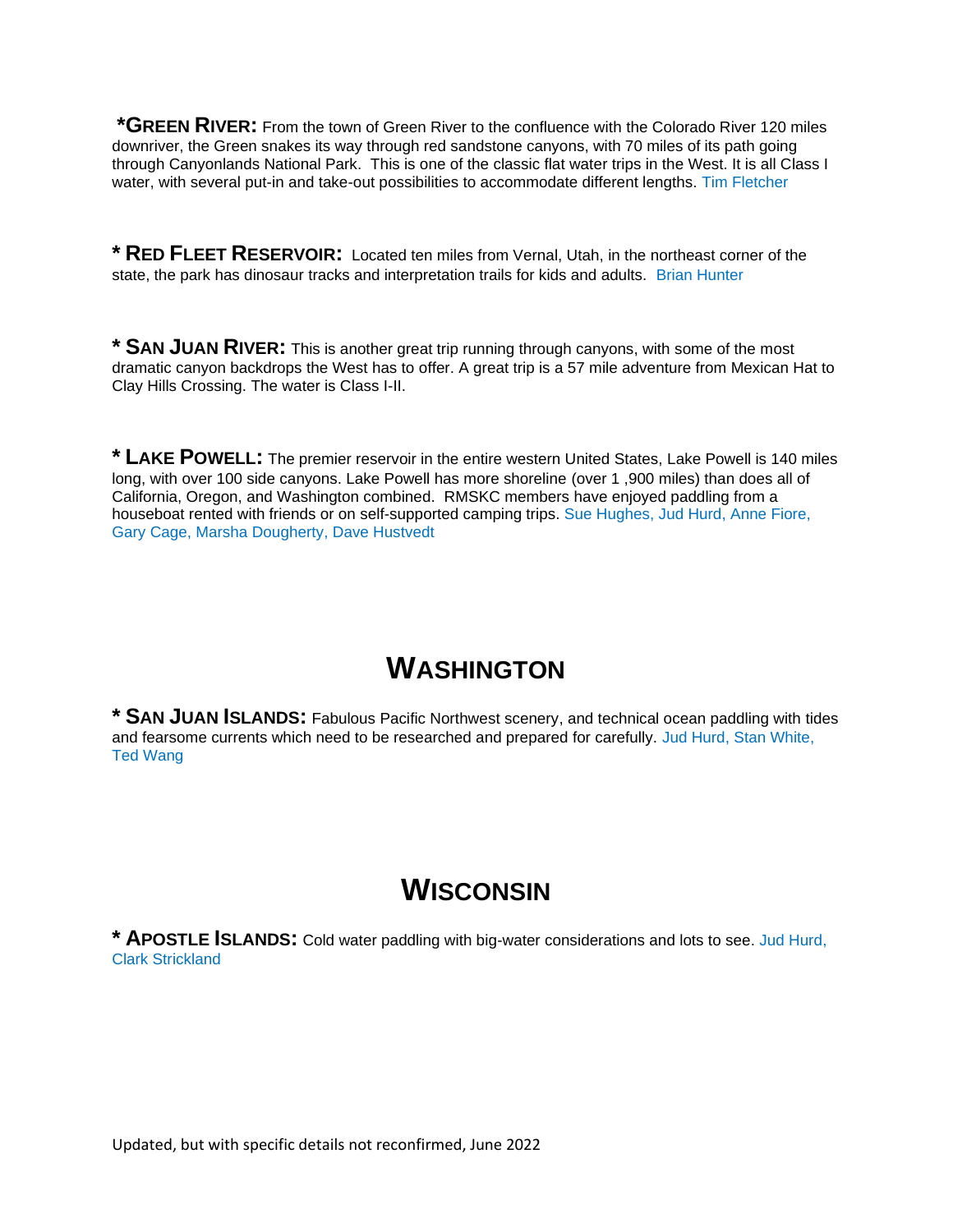**\*GREEN RIVER:** From the town of Green River to the confluence with the Colorado River 120 miles downriver, the Green snakes its way through red sandstone canyons, with 70 miles of its path going through Canyonlands National Park. This is one of the classic flat water trips in the West. It is all Class I water, with several put-in and take-out possibilities to accommodate different lengths. Tim Fletcher

**\* RED FLEET RESERVOIR:** Located ten miles from Vernal, Utah, in the northeast corner of the state, the park has dinosaur tracks and interpretation trails for kids and adults. Brian Hunter

**\* SAN JUAN RIVER:** This is another great trip running through canyons, with some of the most dramatic canyon backdrops the West has to offer. A great trip is a 57 mile adventure from Mexican Hat to Clay Hills Crossing. The water is Class I-II.

**\* LAKE POWELL:** The premier reservoir in the entire western United States, Lake Powell is 140 miles long, with over 100 side canyons. Lake Powell has more shoreline (over 1 ,900 miles) than does all of California, Oregon, and Washington combined. RMSKC members have enjoyed paddling from a houseboat rented with friends or on self-supported camping trips. Sue Hughes, Jud Hurd, Anne Fiore, Gary Cage, Marsha Dougherty, Dave Hustvedt

# WASHINGTON

**\* SAN JUAN ISLANDS:** Fabulous Pacific Northwest scenery, and technical ocean paddling with tides and fearsome currents which need to be researched and prepared for carefully. Jud Hurd, Stan White, Ted Wang

# WISCONSIN

**\* APOSTLE ISLANDS:** Cold water paddling with big-water considerations and lots to see. Jud Hurd, Clark Strickland

Updated, but with specific details not reconfirmed, June 2022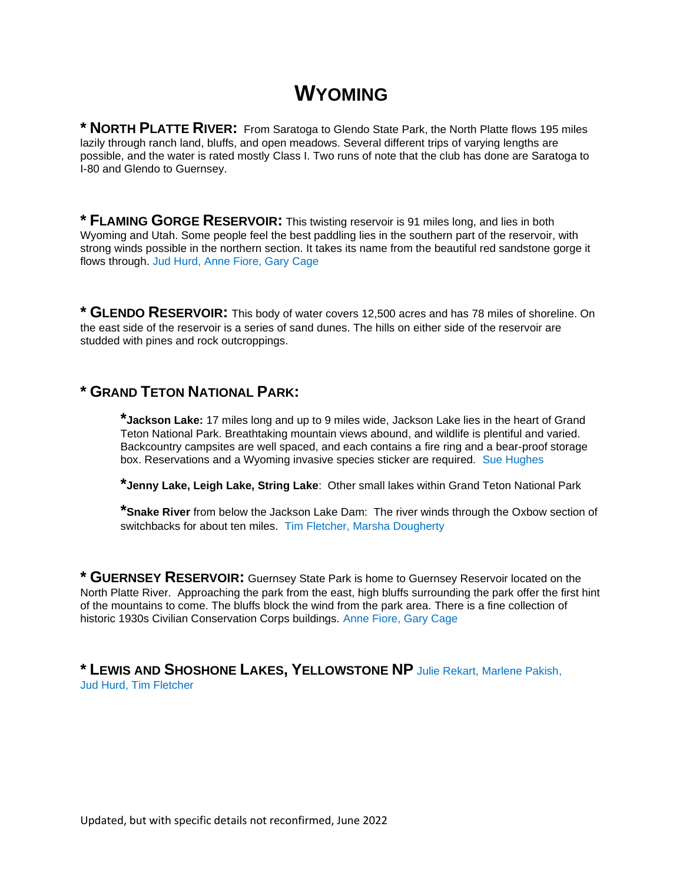# WYOMING

**\* NORTH PLATTE RIVER:** From Saratoga to Glendo State Park, the North Platte flows 195 miles lazily through ranch land, bluffs, and open meadows. Several different trips of varying lengths are possible, and the water is rated mostly Class I. Two runs of note that the club has done are Saratoga to I-80 and Glendo to Guernsey.

**\* FLAMING GORGE RESERVOIR:** This twisting reservoir is 91 miles long, and lies in both Wyoming and Utah. Some people feel the best paddling lies in the southern part of the reservoir, with strong winds possible in the northern section. It takes its name from the beautiful red sandstone gorge it flows through. Jud Hurd, Anne Fiore, Gary Cage

**\* GLENDO RESERVOIR:** This body of water covers 12,500 acres and has 78 miles of shoreline. On the east side of the reservoir is a series of sand dunes. The hills on either side of the reservoir are studded with pines and rock outcroppings.

**\* GRAND TETON NATIONAL PARK:**

> **\*Jackson Lake:** 17 miles long and up to 9 miles wide, Jackson Lake lies in the heart of Grand Teton National Park. Breathtaking mountain views abound, and wildlife is plentiful and varied. Backcountry campsites are well spaced, and each contains a fire ring and a bear-proof storage box. Reservations and a Wyoming invasive species sticker are required. Sue Hughes
>
> **\*Jenny Lake, Leigh Lake, String Lake**: Other small lakes within Grand Teton National Park
>
> **\*Snake River** from below the Jackson Lake Dam: The river winds through the Oxbow section of switchbacks for about ten miles. Tim Fletcher, Marsha Dougherty

**\* GUERNSEY RESERVOIR:** Guernsey State Park is home to Guernsey Reservoir located on the North Platte River. Approaching the park from the east, high bluffs surrounding the park offer the first hint of the mountains to come. The bluffs block the wind from the park area. There is a fine collection of historic 1930s Civilian Conservation Corps buildings. Anne Fiore, Gary Cage

**\* LEWIS AND SHOSHONE LAKES, YELLOWSTONE NP** Julie Rekart, Marlene Pakish, Jud Hurd, Tim Fletcher

Updated, but with specific details not reconfirmed, June 2022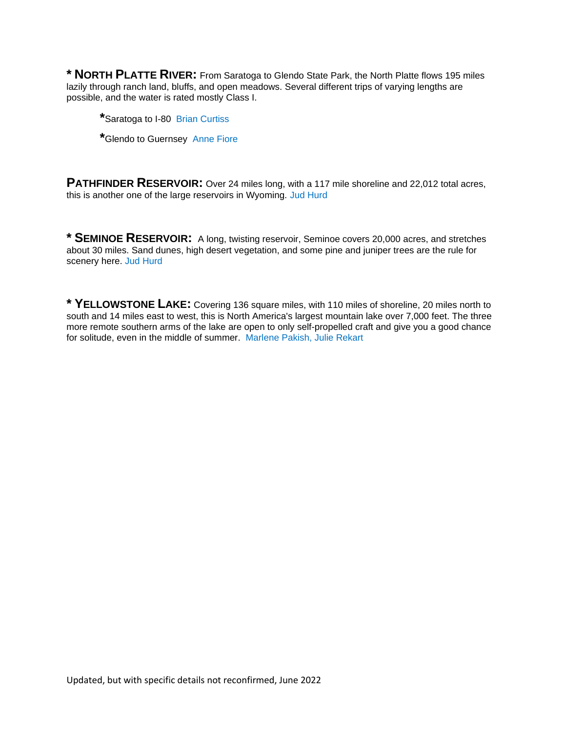**\* NORTH PLATTE RIVER:** From Saratoga to Glendo State Park, the North Platte flows 195 miles lazily through ranch land, bluffs, and open meadows. Several different trips of varying lengths are possible, and the water is rated mostly Class I.

> **\***Saratoga to I-80 Brian Curtiss
>
> **\***Glendo to Guernsey Anne Fiore

**PATHFINDER RESERVOIR:** Over 24 miles long, with a 117 mile shoreline and 22,012 total acres, this is another one of the large reservoirs in Wyoming. Jud Hurd

**\* SEMINOE RESERVOIR:** A long, twisting reservoir, Seminoe covers 20,000 acres, and stretches about 30 miles. Sand dunes, high desert vegetation, and some pine and juniper trees are the rule for scenery here. Jud Hurd

**\* YELLOWSTONE LAKE:** Covering 136 square miles, with 110 miles of shoreline, 20 miles north to south and 14 miles east to west, this is North America's largest mountain lake over 7,000 feet. The three more remote southern arms of the lake are open to only self-propelled craft and give you a good chance for solitude, even in the middle of summer. Marlene Pakish, Julie Rekart

Updated, but with specific details not reconfirmed, June 2022